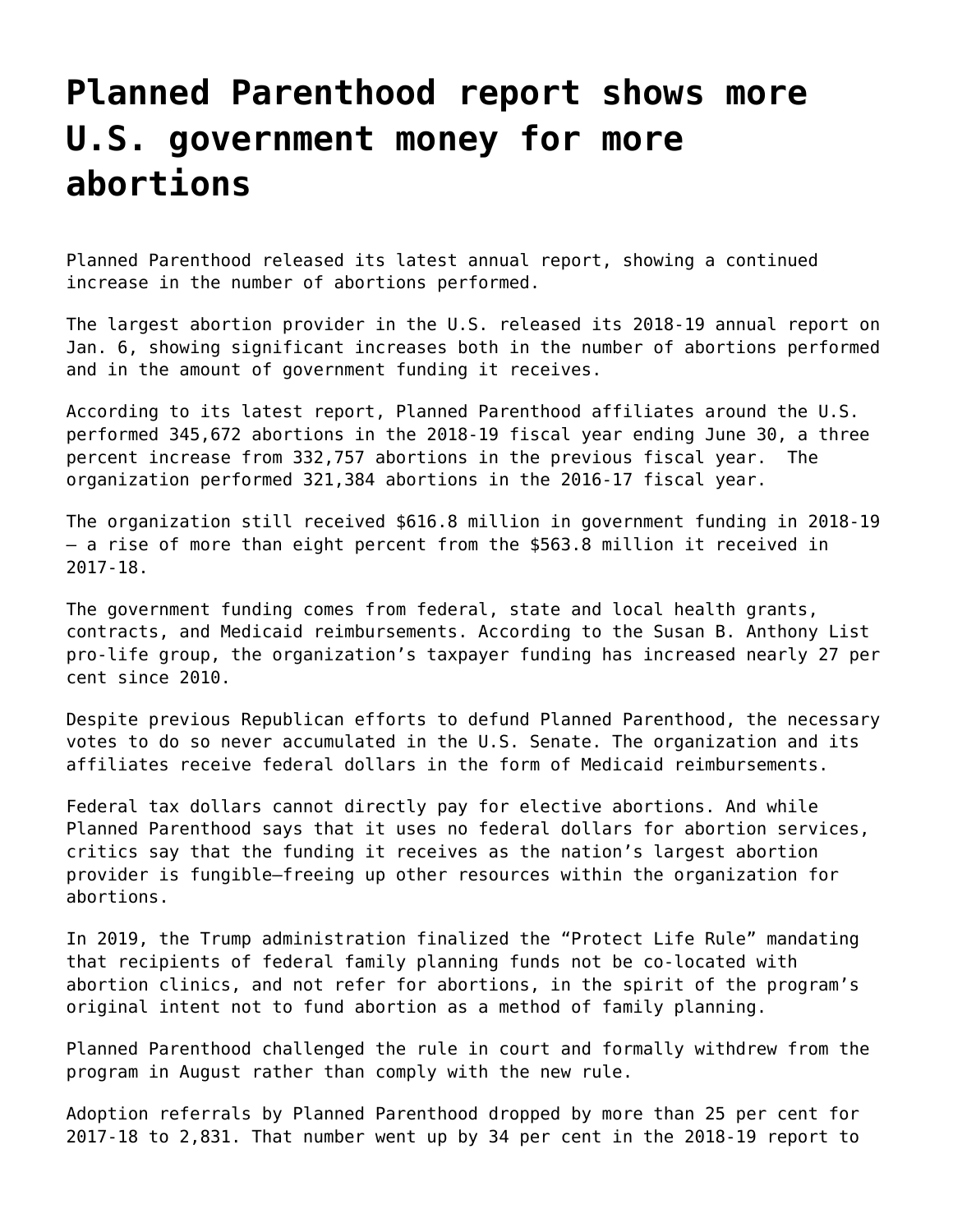# Planned Parenthood report shows more U.S. government money for more abortions

Planned Parenthood released its latest annual report, showing a continued increase in the number of abortions performed.

The largest abortion provider in the U.S. released its 2018-19 annual report on Jan. 6, showing significant increases both in the number of abortions performed and in the amount of government funding it receives.

According to its latest report, Planned Parenthood affiliates around the U.S. performed 345,672 abortions in the 2018-19 fiscal year ending June 30, a three percent increase from 332,757 abortions in the previous fiscal year. The organization performed 321,384 abortions in the 2016-17 fiscal year.

The organization still received $616.8 million in government funding in 2018-19 – a rise of more than eight percent from the $563.8 million it received in 2017-18.

The government funding comes from federal, state and local health grants, contracts, and Medicaid reimbursements. According to the Susan B. Anthony List pro-life group, the organization's taxpayer funding has increased nearly 27 per cent since 2010.

Despite previous Republican efforts to defund Planned Parenthood, the necessary votes to do so never accumulated in the U.S. Senate. The organization and its affiliates receive federal dollars in the form of Medicaid reimbursements.

Federal tax dollars cannot directly pay for elective abortions. And while Planned Parenthood says that it uses no federal dollars for abortion services, critics say that the funding it receives as the nation's largest abortion provider is fungible—freeing up other resources within the organization for abortions.

In 2019, the Trump administration finalized the "Protect Life Rule" mandating that recipients of federal family planning funds not be co-located with abortion clinics, and not refer for abortions, in the spirit of the program's original intent not to fund abortion as a method of family planning.

Planned Parenthood challenged the rule in court and formally withdrew from the program in August rather than comply with the new rule.

Adoption referrals by Planned Parenthood dropped by more than 25 per cent for 2017-18 to 2,831. That number went up by 34 per cent in the 2018-19 report to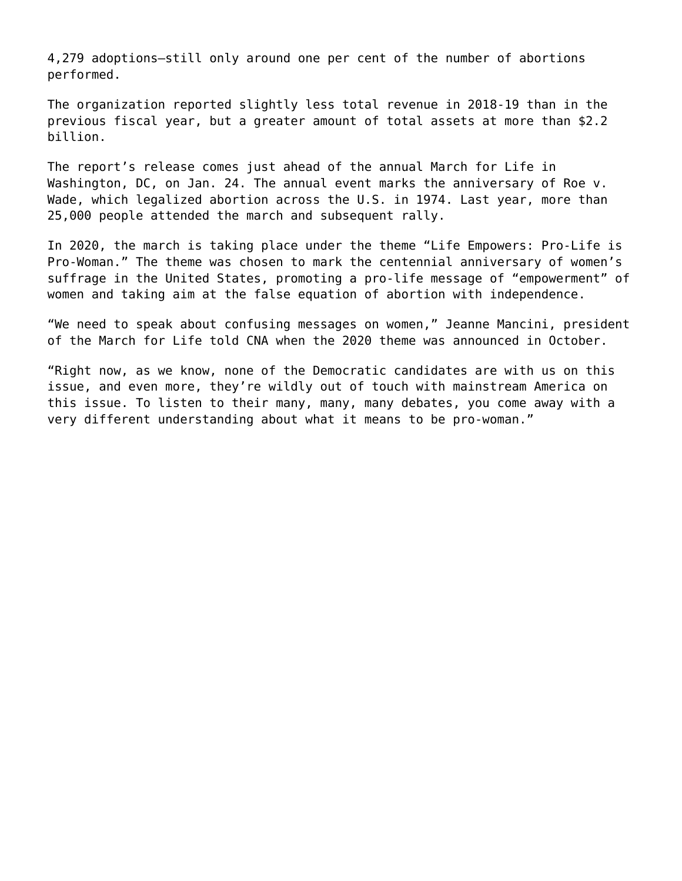4,279 adoptions—still only around one per cent of the number of abortions performed.

The organization reported slightly less total revenue in 2018-19 than in the previous fiscal year, but a greater amount of total assets at more than $2.2 billion.

The report's release comes just ahead of the annual March for Life in Washington, DC, on Jan. 24. The annual event marks the anniversary of Roe v. Wade, which legalized abortion across the U.S. in 1974. Last year, more than 25,000 people attended the march and subsequent rally.

In 2020, the march is taking place under the theme "Life Empowers: Pro-Life is Pro-Woman." The theme was chosen to mark the centennial anniversary of women's suffrage in the United States, promoting a pro-life message of "empowerment" of women and taking aim at the false equation of abortion with independence.

"We need to speak about confusing messages on women," Jeanne Mancini, president of the March for Life told CNA when the 2020 theme was announced in October.

"Right now, as we know, none of the Democratic candidates are with us on this issue, and even more, they're wildly out of touch with mainstream America on this issue. To listen to their many, many, many debates, you come away with a very different understanding about what it means to be pro-woman."